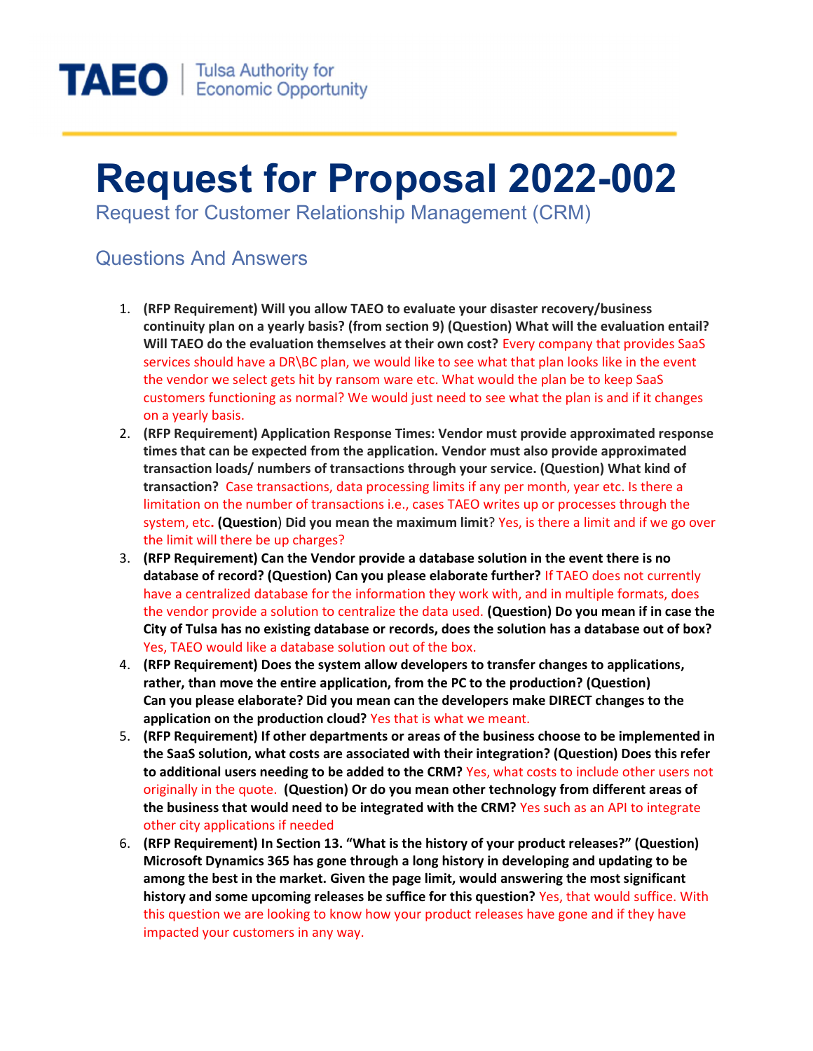TAEO | Tulsa Authority for Economic Opportunity

# Request for Proposal 2022-002

Request for Customer Relationship Management (CRM)

## Questions And Answers

1. **(RFP Requirement) Will you allow TAEO to evaluate your disaster recovery/business continuity plan on a yearly basis? (from section 9) (Question) What will the evaluation entail? Will TAEO do the evaluation themselves at their own cost?** Every company that provides SaaS services should have a DR\BC plan, we would like to see what that plan looks like in the event the vendor we select gets hit by ransom ware etc. What would the plan be to keep SaaS customers functioning as normal? We would just need to see what the plan is and if it changes on a yearly basis.
2. **(RFP Requirement) Application Response Times: Vendor must provide approximated response times that can be expected from the application. Vendor must also provide approximated transaction loads/ numbers of transactions through your service. (Question) What kind of transaction?** Case transactions, data processing limits if any per month, year etc. Is there a limitation on the number of transactions i.e., cases TAEO writes up or processes through the system, etc**. (Question) Did you mean the maximum limit**? Yes, is there a limit and if we go over the limit will there be up charges?
3. **(RFP Requirement) Can the Vendor provide a database solution in the event there is no database of record? (Question) Can you please elaborate further?** If TAEO does not currently have a centralized database for the information they work with, and in multiple formats, does the vendor provide a solution to centralize the data used. **(Question) Do you mean if in case the City of Tulsa has no existing database or records, does the solution has a database out of box?** Yes, TAEO would like a database solution out of the box.
4. **(RFP Requirement) Does the system allow developers to transfer changes to applications, rather, than move the entire application, from the PC to the production? (Question) Can you please elaborate? Did you mean can the developers make DIRECT changes to the application on the production cloud?** Yes that is what we meant.
5. **(RFP Requirement) If other departments or areas of the business choose to be implemented in the SaaS solution, what costs are associated with their integration? (Question) Does this refer to additional users needing to be added to the CRM?** Yes, what costs to include other users not originally in the quote. **(Question) Or do you mean other technology from different areas of the business that would need to be integrated with the CRM?** Yes such as an API to integrate other city applications if needed
6. **(RFP Requirement) In Section 13. "What is the history of your product releases?" (Question) Microsoft Dynamics 365 has gone through a long history in developing and updating to be among the best in the market. Given the page limit, would answering the most significant history and some upcoming releases be suffice for this question?** Yes, that would suffice. With this question we are looking to know how your product releases have gone and if they have impacted your customers in any way.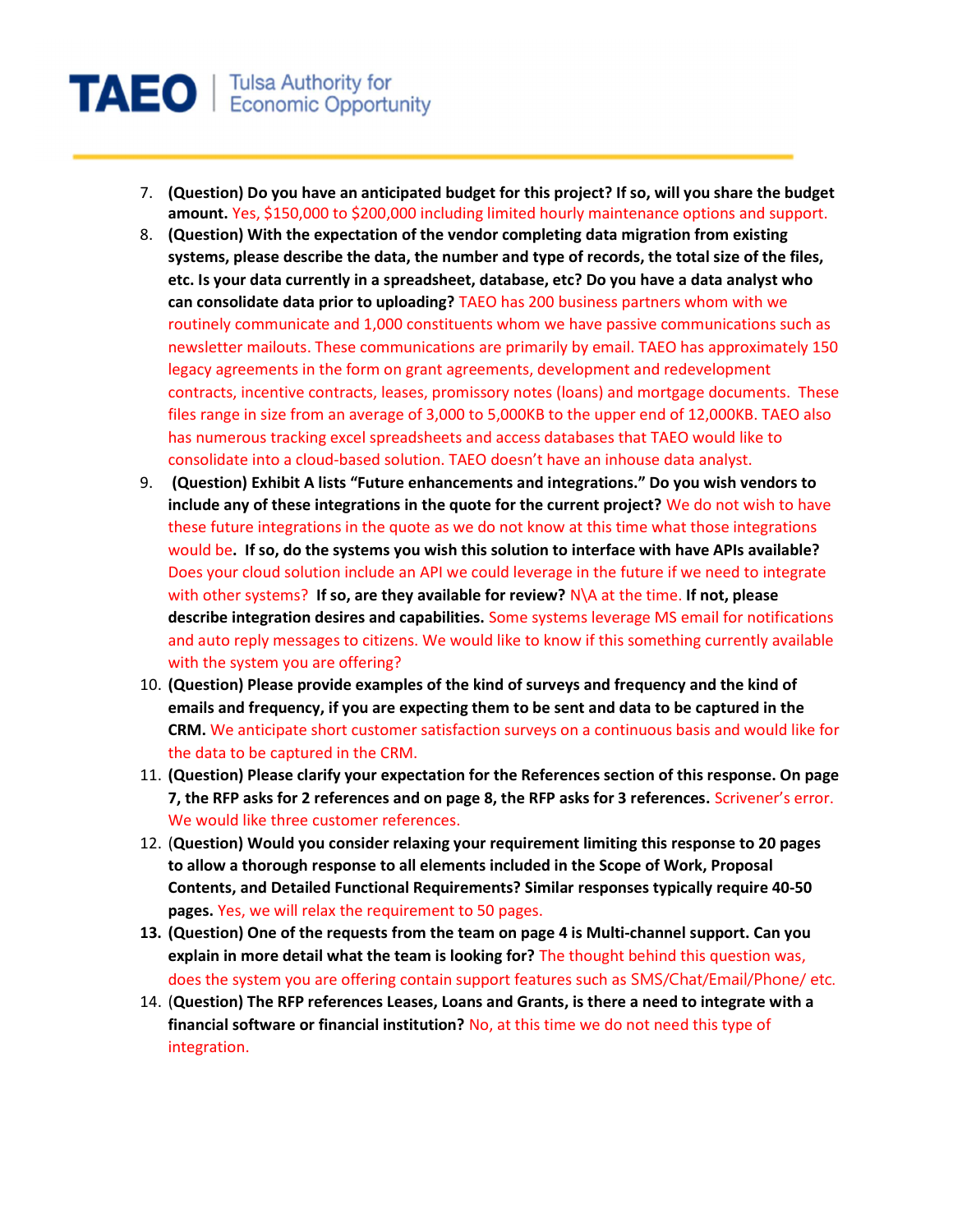7. **(Question) Do you have an anticipated budget for this project? If so, will you share the budget amount.** Yes, $150,000 to $200,000 including limited hourly maintenance options and support.
8. **(Question) With the expectation of the vendor completing data migration from existing systems, please describe the data, the number and type of records, the total size of the files, etc. Is your data currently in a spreadsheet, database, etc? Do you have a data analyst who can consolidate data prior to uploading?** TAEO has 200 business partners whom with we routinely communicate and 1,000 constituents whom we have passive communications such as newsletter mailouts. These communications are primarily by email. TAEO has approximately 150 legacy agreements in the form on grant agreements, development and redevelopment contracts, incentive contracts, leases, promissory notes (loans) and mortgage documents. These files range in size from an average of 3,000 to 5,000KB to the upper end of 12,000KB. TAEO also has numerous tracking excel spreadsheets and access databases that TAEO would like to consolidate into a cloud-based solution. TAEO doesn't have an inhouse data analyst.
9. **(Question) Exhibit A lists "Future enhancements and integrations." Do you wish vendors to include any of these integrations in the quote for the current project?** We do not wish to have these future integrations in the quote as we do not know at this time what those integrations would be**. If so, do the systems you wish this solution to interface with have APIs available?** Does your cloud solution include an API we could leverage in the future if we need to integrate with other systems? **If so, are they available for review?** N\A at the time. **If not, please describe integration desires and capabilities.** Some systems leverage MS email for notifications and auto reply messages to citizens. We would like to know if this something currently available with the system you are offering?
10. **(Question) Please provide examples of the kind of surveys and frequency and the kind of emails and frequency, if you are expecting them to be sent and data to be captured in the CRM.** We anticipate short customer satisfaction surveys on a continuous basis and would like for the data to be captured in the CRM.
11. **(Question) Please clarify your expectation for the References section of this response. On page 7, the RFP asks for 2 references and on page 8, the RFP asks for 3 references.** Scrivener's error. We would like three customer references.
12. (**Question) Would you consider relaxing your requirement limiting this response to 20 pages to allow a thorough response to all elements included in the Scope of Work, Proposal Contents, and Detailed Functional Requirements? Similar responses typically require 40-50 pages.** Yes, we will relax the requirement to 50 pages.
13. **(Question) One of the requests from the team on page 4 is Multi-channel support. Can you explain in more detail what the team is looking for?** The thought behind this question was, does the system you are offering contain support features such as SMS/Chat/Email/Phone/ etc.
14. (**Question) The RFP references Leases, Loans and Grants, is there a need to integrate with a financial software or financial institution?** No, at this time we do not need this type of integration.